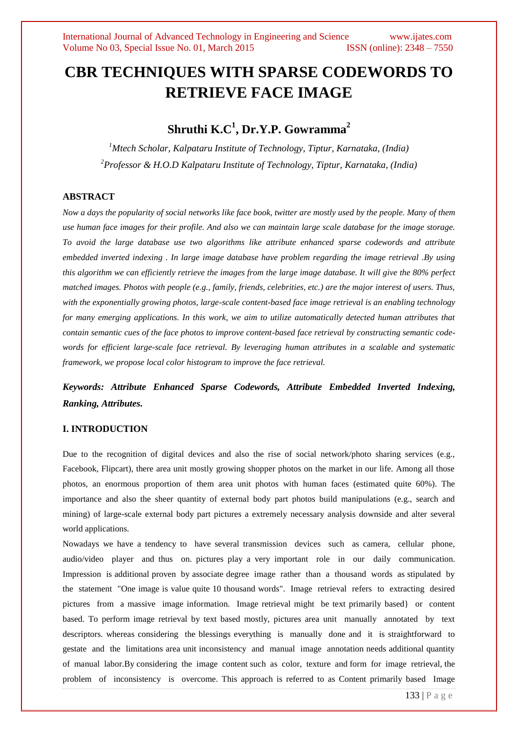# CBR TECHNIQUES WITH SPARSE CODEWORDS TO RETRIEVE FACE IMAGE

## Shruthi K.C[1], Dr.Y.P. Gowramma[2]

*[1]Mtech Scholar, Kalpataru Institute of Technology, Tiptur, Karnataka, (India)*
*[2]Professor & H.O.D Kalpataru Institute of Technology, Tiptur, Karnataka, (India)*

### ABSTRACT

*Now a days the popularity of social networks like face book, twitter are mostly used by the people. Many of them use human face images for their profile. And also we can maintain large scale database for the image storage. To avoid the large database use two algorithms like attribute enhanced sparse codewords and attribute embedded inverted indexing . In large image database have problem regarding the image retrieval .By using this algorithm we can efficiently retrieve the images from the large image database. It will give the 80% perfect matched images. Photos with people (e.g., family, friends, celebrities, etc.) are the major interest of users. Thus, with the exponentially growing photos, large-scale content-based face image retrieval is an enabling technology for many emerging applications. In this work, we aim to utilize automatically detected human attributes that contain semantic cues of the face photos to improve content-based face retrieval by constructing semantic code-words for efficient large-scale face retrieval. By leveraging human attributes in a scalable and systematic framework, we propose local color histogram to improve the face retrieval.*

***Keywords: Attribute Enhanced Sparse Codewords, Attribute Embedded Inverted Indexing, Ranking, Attributes.***

### I. INTRODUCTION

Due to the recognition of digital devices and also the rise of social network/photo sharing services (e.g., Facebook, Flipcart), there area unit mostly growing shopper photos on the market in our life. Among all those photos, an enormous proportion of them area unit photos with human faces (estimated quite 60%). The importance and also the sheer quantity of external body part photos build manipulations (e.g., search and mining) of large-scale external body part pictures a extremely necessary analysis downside and alter several world applications.

Nowadays we have a tendency to have several transmission devices such as camera, cellular phone, audio/video player and thus on. pictures play a very important role in our daily communication. Impression is additional proven by associate degree image rather than a thousand words as stipulated by the statement "One image is value quite 10 thousand words". Image retrieval refers to extracting desired pictures from a massive image information. Image retrieval might be text primarily based} or content based. To perform image retrieval by text based mostly, pictures area unit manually annotated by text descriptors. whereas considering the blessings everything is manually done and it is straightforward to gestate and the limitations area unit inconsistency and manual image annotation needs additional quantity of manual labor.By considering the image content such as color, texture and form for image retrieval, the problem of inconsistency is overcome. This approach is referred to as Content primarily based Image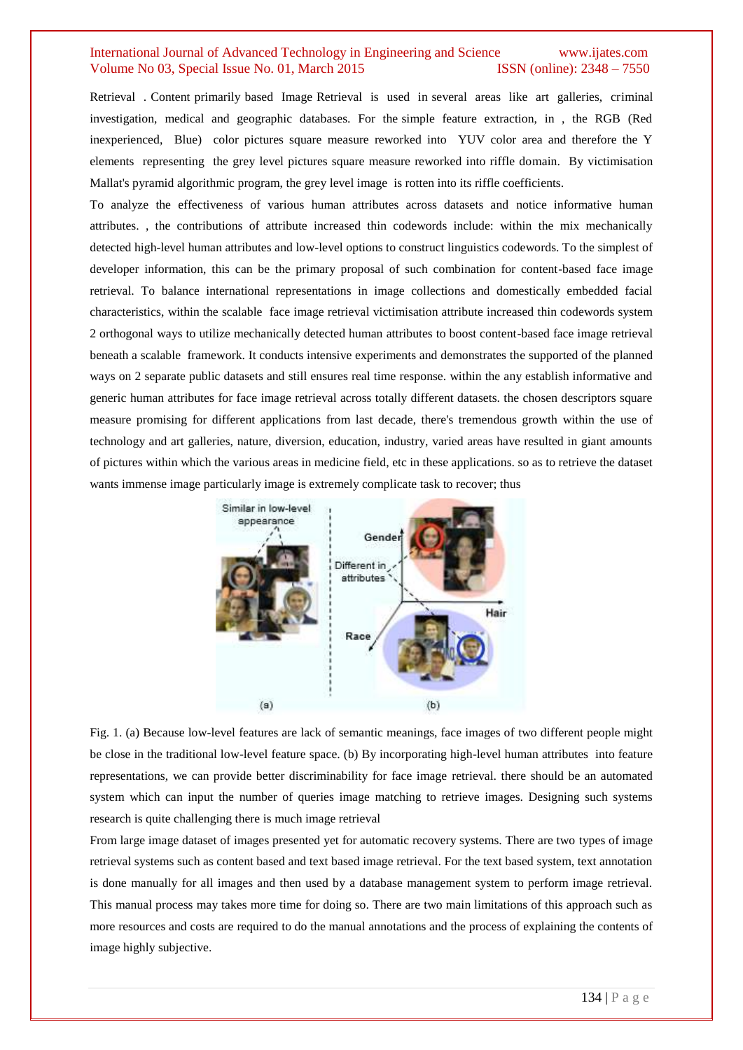Retrieval . Content primarily based Image Retrieval is used in several areas like art galleries, criminal investigation, medical and geographic databases. For the simple feature extraction, in , the RGB (Red inexperienced, Blue) color pictures square measure reworked into YUV color area and therefore the Y elements representing the grey level pictures square measure reworked into riffle domain. By victimisation Mallat's pyramid algorithmic program, the grey level image is rotten into its riffle coefficients.

To analyze the effectiveness of various human attributes across datasets and notice informative human attributes. , the contributions of attribute increased thin codewords include: within the mix mechanically detected high-level human attributes and low-level options to construct linguistics codewords. To the simplest of developer information, this can be the primary proposal of such combination for content-based face image retrieval. To balance international representations in image collections and domestically embedded facial characteristics, within the scalable face image retrieval victimisation attribute increased thin codewords system 2 orthogonal ways to utilize mechanically detected human attributes to boost content-based face image retrieval beneath a scalable framework. It conducts intensive experiments and demonstrates the supported of the planned ways on 2 separate public datasets and still ensures real time response. within the any establish informative and generic human attributes for face image retrieval across totally different datasets. the chosen descriptors square measure promising for different applications from last decade, there's tremendous growth within the use of technology and art galleries, nature, diversion, education, industry, varied areas have resulted in giant amounts of pictures within which the various areas in medicine field, etc in these applications. so as to retrieve the dataset wants immense image particularly image is extremely complicate task to recover; thus

Similar in low-level appearance

Gender

Different in attributes

Hair

Race

(a)

(b)

Fig. 1. (a) Because low-level features are lack of semantic meanings, face images of two different people might be close in the traditional low-level feature space. (b) By incorporating high-level human attributes into feature representations, we can provide better discriminability for face image retrieval. there should be an automated system which can input the number of queries image matching to retrieve images. Designing such systems research is quite challenging there is much image retrieval

From large image dataset of images presented yet for automatic recovery systems. There are two types of image retrieval systems such as content based and text based image retrieval. For the text based system, text annotation is done manually for all images and then used by a database management system to perform image retrieval. This manual process may takes more time for doing so. There are two main limitations of this approach such as more resources and costs are required to do the manual annotations and the process of explaining the contents of image highly subjective.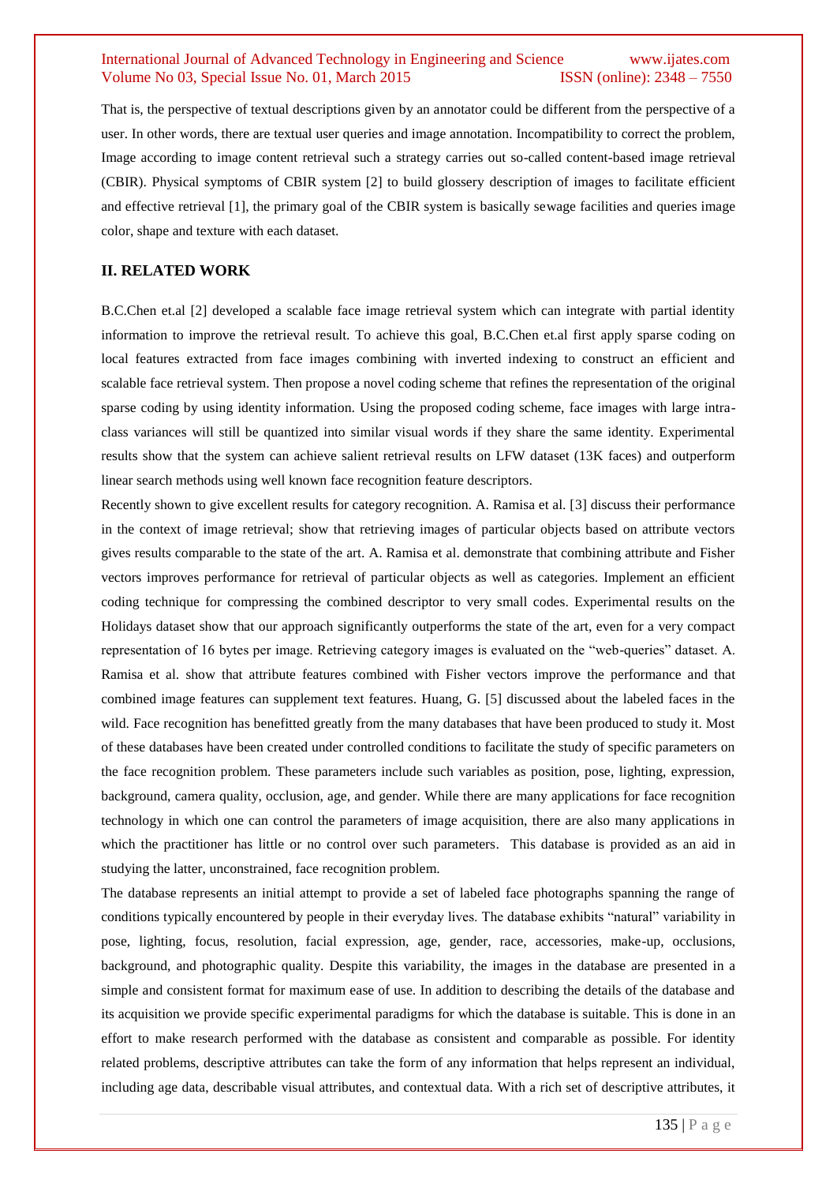That is, the perspective of textual descriptions given by an annotator could be different from the perspective of a user. In other words, there are textual user queries and image annotation. Incompatibility to correct the problem, Image according to image content retrieval such a strategy carries out so-called content-based image retrieval (CBIR). Physical symptoms of CBIR system [2] to build glossery description of images to facilitate efficient and effective retrieval [1], the primary goal of the CBIR system is basically sewage facilities and queries image color, shape and texture with each dataset.

## II. RELATED WORK

B.C.Chen et.al [2] developed a scalable face image retrieval system which can integrate with partial identity information to improve the retrieval result. To achieve this goal, B.C.Chen et.al first apply sparse coding on local features extracted from face images combining with inverted indexing to construct an efficient and scalable face retrieval system. Then propose a novel coding scheme that refines the representation of the original sparse coding by using identity information. Using the proposed coding scheme, face images with large intra-class variances will still be quantized into similar visual words if they share the same identity. Experimental results show that the system can achieve salient retrieval results on LFW dataset (13K faces) and outperform linear search methods using well known face recognition feature descriptors.

Recently shown to give excellent results for category recognition. A. Ramisa et al. [3] discuss their performance in the context of image retrieval; show that retrieving images of particular objects based on attribute vectors gives results comparable to the state of the art. A. Ramisa et al. demonstrate that combining attribute and Fisher vectors improves performance for retrieval of particular objects as well as categories. Implement an efficient coding technique for compressing the combined descriptor to very small codes. Experimental results on the Holidays dataset show that our approach significantly outperforms the state of the art, even for a very compact representation of 16 bytes per image. Retrieving category images is evaluated on the "web-queries" dataset. A. Ramisa et al. show that attribute features combined with Fisher vectors improve the performance and that combined image features can supplement text features. Huang, G. [5] discussed about the labeled faces in the wild. Face recognition has benefitted greatly from the many databases that have been produced to study it. Most of these databases have been created under controlled conditions to facilitate the study of specific parameters on the face recognition problem. These parameters include such variables as position, pose, lighting, expression, background, camera quality, occlusion, age, and gender. While there are many applications for face recognition technology in which one can control the parameters of image acquisition, there are also many applications in which the practitioner has little or no control over such parameters. This database is provided as an aid in studying the latter, unconstrained, face recognition problem.

The database represents an initial attempt to provide a set of labeled face photographs spanning the range of conditions typically encountered by people in their everyday lives. The database exhibits "natural" variability in pose, lighting, focus, resolution, facial expression, age, gender, race, accessories, make-up, occlusions, background, and photographic quality. Despite this variability, the images in the database are presented in a simple and consistent format for maximum ease of use. In addition to describing the details of the database and its acquisition we provide specific experimental paradigms for which the database is suitable. This is done in an effort to make research performed with the database as consistent and comparable as possible. For identity related problems, descriptive attributes can take the form of any information that helps represent an individual, including age data, describable visual attributes, and contextual data. With a rich set of descriptive attributes, it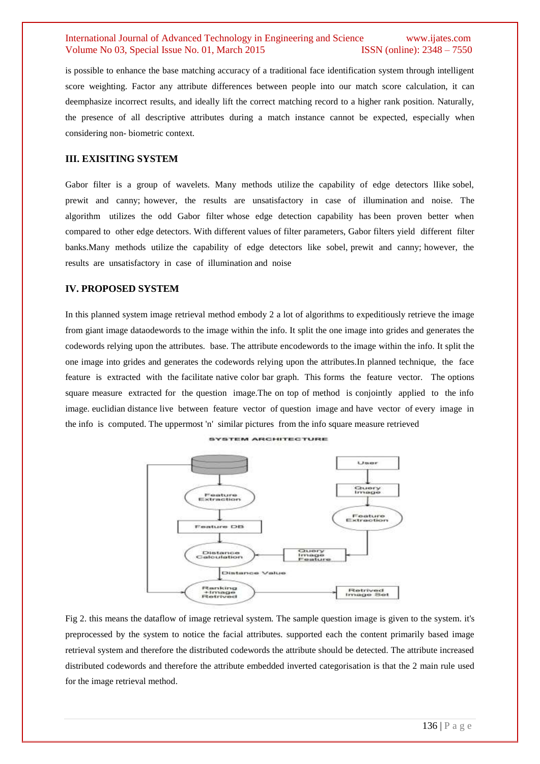is possible to enhance the base matching accuracy of a traditional face identification system through intelligent score weighting. Factor any attribute differences between people into our match score calculation, it can deemphasize incorrect results, and ideally lift the correct matching record to a higher rank position. Naturally, the presence of all descriptive attributes during a match instance cannot be expected, especially when considering non- biometric context.

## III. EXISITING SYSTEM

Gabor filter is a group of wavelets. Many methods utilize the capability of edge detectors lIike sobel, prewit and canny; however, the results are unsatisfactory in case of illumination and noise. The algorithm utilizes the odd Gabor filter whose edge detection capability has been proven better when compared to other edge detectors. With different values of filter parameters, Gabor filters yield different filter banks.Many methods utilize the capability of edge detectors like sobel, prewit and canny; however, the results are unsatisfactory in case of illumination and noise

## IV. PROPOSED SYSTEM

In this planned system image retrieval method embody 2 a lot of algorithms to expeditiously retrieve the image from giant image dataodewords to the image within the info. It split the one image into grides and generates the codewords relying upon the attributes. base. The attribute encodewords to the image within the info. It split the one image into grides and generates the codewords relying upon the attributes.In planned technique, the face feature is extracted with the facilitate native color bar graph. This forms the feature vector. The options square measure extracted for the question image.The on top of method is conjointly applied to the info image. euclidian distance live between feature vector of question image and have vector of every image in the info is computed. The uppermost 'n' similar pictures from the info square measure retrieved

SYSTEM ARCHITECTURE

Feature Extraction
Feature DB
Distance Calculation
Distance Value
Ranking +Image Retrived
User
Query Image
Feature Extraction
Query Image Feature
Retrived Image Set

Fig 2. this means the dataflow of image retrieval system. The sample question image is given to the system. it's preprocessed by the system to notice the facial attributes. supported each the content primarily based image retrieval system and therefore the distributed codewords the attribute should be detected. The attribute increased distributed codewords and therefore the attribute embedded inverted categorisation is that the 2 main rule used for the image retrieval method.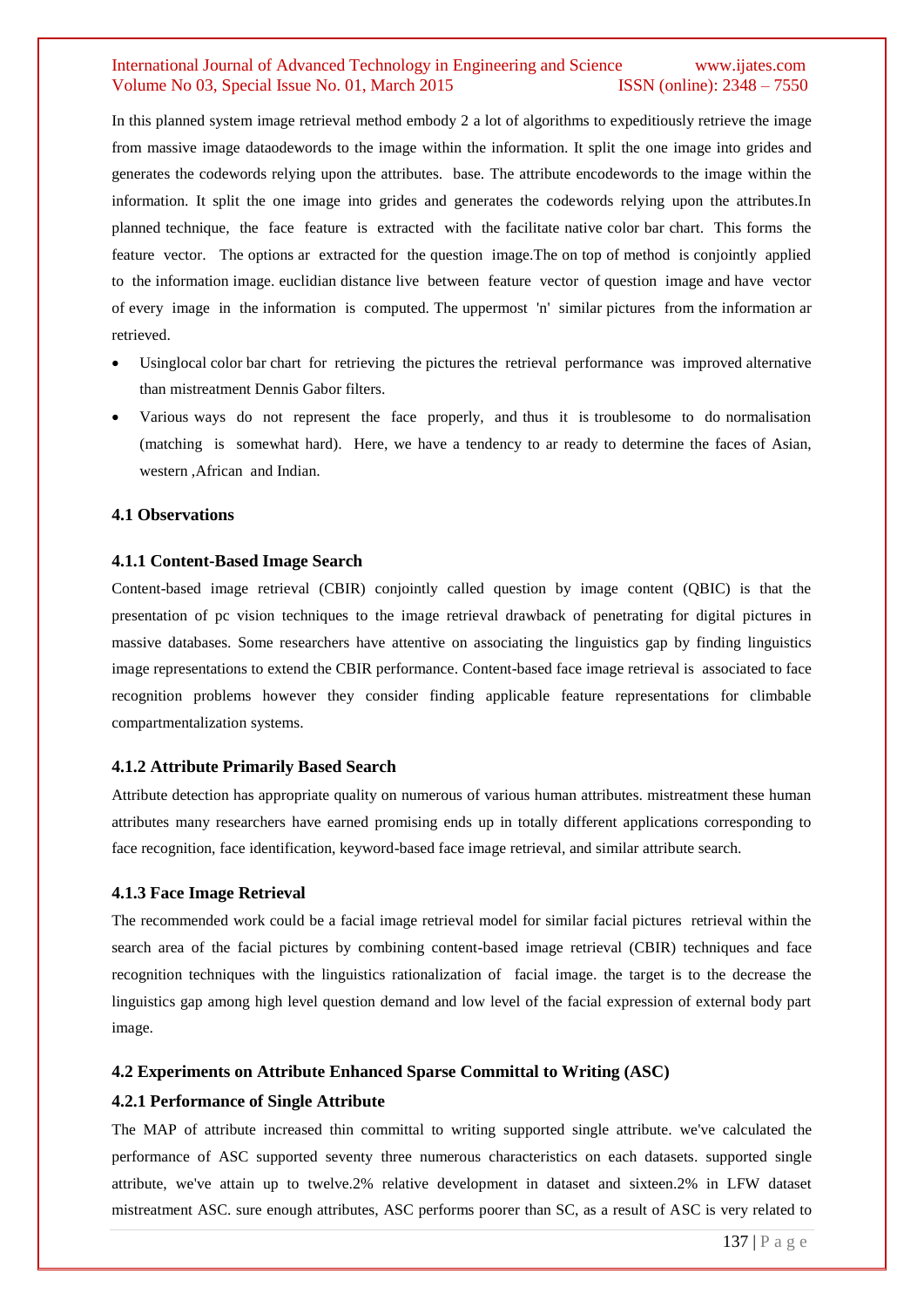In this planned system image retrieval method embody 2 a lot of algorithms to expeditiously retrieve the image from massive image dataodewords to the image within the information. It split the one image into grides and generates the codewords relying upon the attributes. base. The attribute encodewords to the image within the information. It split the one image into grides and generates the codewords relying upon the attributes.In planned technique, the face feature is extracted with the facilitate native color bar chart. This forms the feature vector. The options ar extracted for the question image.The on top of method is conjointly applied to the information image. euclidian distance live between feature vector of question image and have vector of every image in the information is computed. The uppermost 'n' similar pictures from the information ar retrieved.

- Usinglocal color bar chart for retrieving the pictures the retrieval performance was improved alternative than mistreatment Dennis Gabor filters.
- Various ways do not represent the face properly, and thus it is troublesome to do normalisation (matching is somewhat hard). Here, we have a tendency to ar ready to determine the faces of Asian, western ,African and Indian.

### 4.1 Observations

#### 4.1.1 Content-Based Image Search

Content-based image retrieval (CBIR) conjointly called question by image content (QBIC) is that the presentation of pc vision techniques to the image retrieval drawback of penetrating for digital pictures in massive databases. Some researchers have attentive on associating the linguistics gap by finding linguistics image representations to extend the CBIR performance. Content-based face image retrieval is associated to face recognition problems however they consider finding applicable feature representations for climbable compartmentalization systems.

#### 4.1.2 Attribute Primarily Based Search

Attribute detection has appropriate quality on numerous of various human attributes. mistreatment these human attributes many researchers have earned promising ends up in totally different applications corresponding to face recognition, face identification, keyword-based face image retrieval, and similar attribute search.

#### 4.1.3 Face Image Retrieval

The recommended work could be a facial image retrieval model for similar facial pictures retrieval within the search area of the facial pictures by combining content-based image retrieval (CBIR) techniques and face recognition techniques with the linguistics rationalization of facial image. the target is to the decrease the linguistics gap among high level question demand and low level of the facial expression of external body part image.

### 4.2 Experiments on Attribute Enhanced Sparse Committal to Writing (ASC)

#### 4.2.1 Performance of Single Attribute

The MAP of attribute increased thin committal to writing supported single attribute. we've calculated the performance of ASC supported seventy three numerous characteristics on each datasets. supported single attribute, we've attain up to twelve.2% relative development in dataset and sixteen.2% in LFW dataset mistreatment ASC. sure enough attributes, ASC performs poorer than SC, as a result of ASC is very related to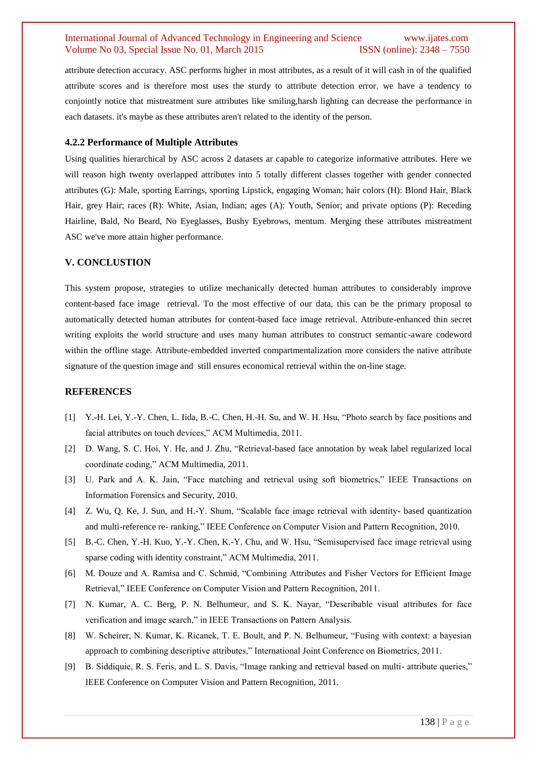attribute detection accuracy. ASC performs higher in most attributes, as a result of it will cash in of the qualified attribute scores and is therefore most uses the sturdy to attribute detection error. we have a tendency to conjointly notice that mistreatment sure attributes like smiling,harsh lighting can decrease the performance in each datasets. it's maybe as these attributes aren't related to the identity of the person.

### 4.2.2 Performance of Multiple Attributes

Using qualities hierarchical by ASC across 2 datasets ar capable to categorize informative attributes. Here we will reason high twenty overlapped attributes into 5 totally different classes together with gender connected attributes (G): Male, sporting Earrings, sporting Lipstick, engaging Woman; hair colors (H): Blond Hair, Black Hair, grey Hair; races (R): White, Asian, Indian; ages (A): Youth, Senior; and private options (P): Receding Hairline, Bald, No Beard, No Eyeglasses, Bushy Eyebrows, mentum. Merging these attributes mistreatment ASC we've more attain higher performance.

## V. CONCLUSTION

This system propose, strategies to utilize mechanically detected human attributes to considerably improve content-based face image retrieval. To the most effective of our data, this can be the primary proposal to automatically detected human attributes for content-based face image retrieval. Attribute-enhanced thin secret writing exploits the world structure and uses many human attributes to construct semantic-aware codeword within the offline stage. Attribute-embedded inverted compartmentalization more considers the native attribute signature of the question image and still ensures economical retrieval within the on-line stage.

## REFERENCES

[1] Y.-H. Lei, Y.-Y. Chen, L. Iida, B.-C. Chen, H.-H. Su, and W. H. Hsu, "Photo search by face positions and facial attributes on touch devices," ACM Multimedia, 2011.

[2] D. Wang, S. C. Hoi, Y. He, and J. Zhu, "Retrieval-based face annotation by weak label regularized local coordinate coding," ACM Multimedia, 2011.

[3] U. Park and A. K. Jain, "Face matching and retrieval using soft biometrics," IEEE Transactions on Information Forensics and Security, 2010.

[4] Z. Wu, Q. Ke, J. Sun, and H.-Y. Shum, "Scalable face image retrieval with identity- based quantization and multi-reference re- ranking," IEEE Conference on Computer Vision and Pattern Recognition, 2010.

[5] B.-C. Chen, Y.-H. Kuo, Y.-Y. Chen, K.-Y. Chu, and W. Hsu, "Semisupervised face image retrieval using sparse coding with identity constraint," ACM Multimedia, 2011.

[6] M. Douze and A. Ramisa and C. Schmid, "Combining Attributes and Fisher Vectors for Efficient Image Retrieval," IEEE Conference on Computer Vision and Pattern Recognition, 2011.

[7] N. Kumar, A. C. Berg, P. N. Belhumeur, and S. K. Nayar, "Describable visual attributes for face verification and image search," in IEEE Transactions on Pattern Analysis.

[8] W. Scheirer, N. Kumar, K. Ricanek, T. E. Boult, and P. N. Belhumeur, "Fusing with context: a bayesian approach to combining descriptive attributes," International Joint Conference on Biometrics, 2011.

[9] B. Siddiquie, R. S. Feris, and L. S. Davis, "Image ranking and retrieval based on multi- attribute queries," IEEE Conference on Computer Vision and Pattern Recognition, 2011.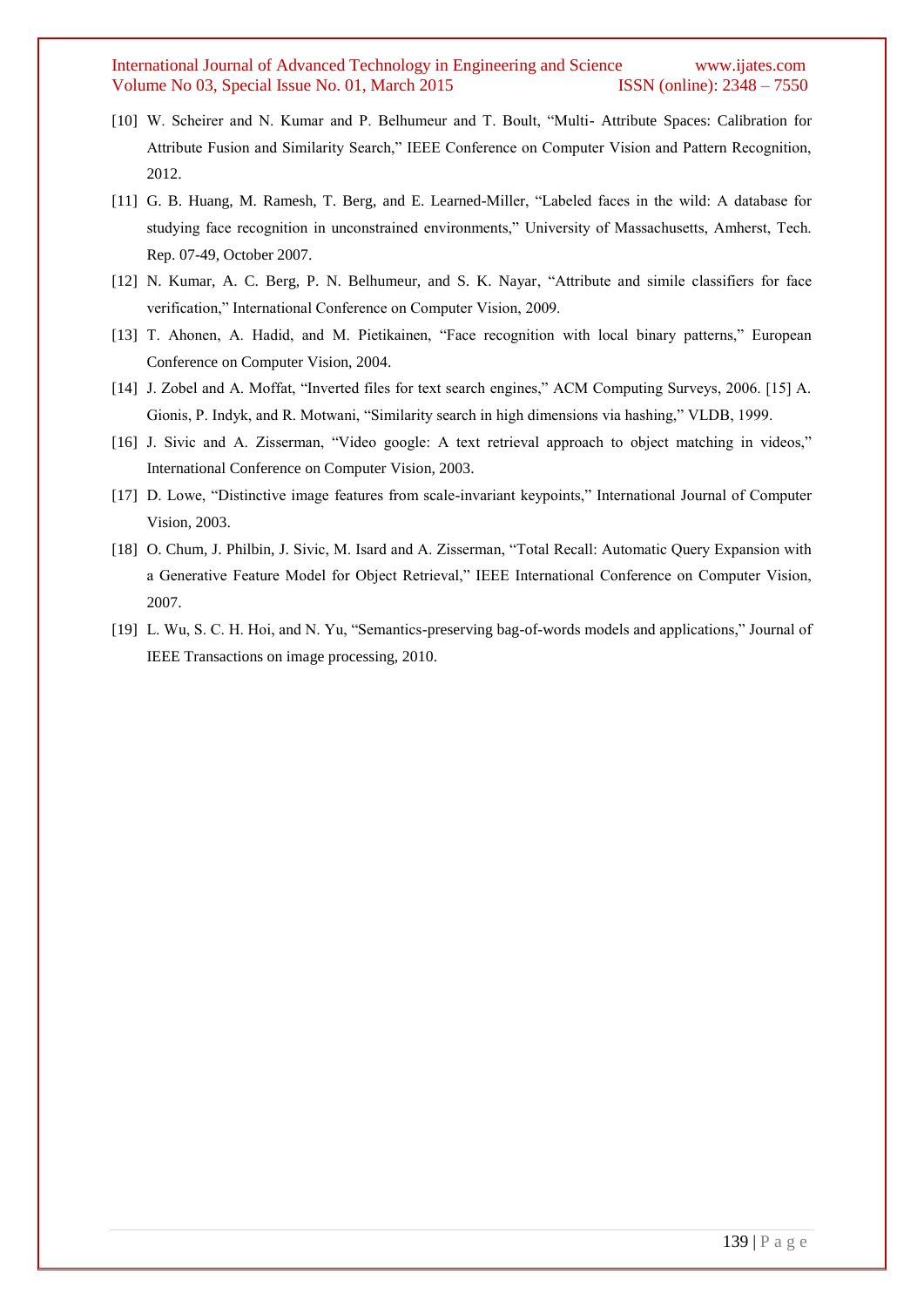[10] W. Scheirer and N. Kumar and P. Belhumeur and T. Boult, "Multi- Attribute Spaces: Calibration for Attribute Fusion and Similarity Search," IEEE Conference on Computer Vision and Pattern Recognition, 2012.

[11] G. B. Huang, M. Ramesh, T. Berg, and E. Learned-Miller, "Labeled faces in the wild: A database for studying face recognition in unconstrained environments," University of Massachusetts, Amherst, Tech. Rep. 07-49, October 2007.

[12] N. Kumar, A. C. Berg, P. N. Belhumeur, and S. K. Nayar, "Attribute and simile classifiers for face verification," International Conference on Computer Vision, 2009.

[13] T. Ahonen, A. Hadid, and M. Pietikainen, "Face recognition with local binary patterns," European Conference on Computer Vision, 2004.

[14] J. Zobel and A. Moffat, "Inverted files for text search engines," ACM Computing Surveys, 2006. [15] A. Gionis, P. Indyk, and R. Motwani, "Similarity search in high dimensions via hashing," VLDB, 1999.

[16] J. Sivic and A. Zisserman, "Video google: A text retrieval approach to object matching in videos," International Conference on Computer Vision, 2003.

[17] D. Lowe, "Distinctive image features from scale-invariant keypoints," International Journal of Computer Vision, 2003.

[18] O. Chum, J. Philbin, J. Sivic, M. Isard and A. Zisserman, "Total Recall: Automatic Query Expansion with a Generative Feature Model for Object Retrieval," IEEE International Conference on Computer Vision, 2007.

[19] L. Wu, S. C. H. Hoi, and N. Yu, "Semantics-preserving bag-of-words models and applications," Journal of IEEE Transactions on image processing, 2010.